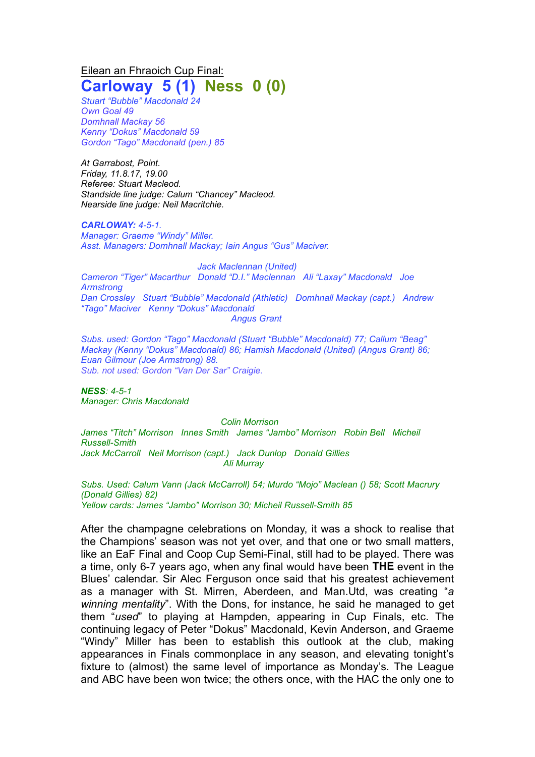Eilean an Fhraoich Cup Final:

# Carloway 5 (1) Ness 0 (0)

*Stuart "Bubble" Macdonald 24*
*Own Goal 49*
*Domhnall Mackay 56*
*Kenny "Dokus" Macdonald 59*
*Gordon "Tago" Macdonald (pen.) 85*

*At Garrabost, Point.*
*Friday, 11.8.17, 19.00*
*Referee: Stuart Macleod.*
*Standside line judge: Calum "Chancey" Macleod.*
*Nearside line judge: Neil Macritchie.*

***CARLOWAY:** 4-5-1.*
*Manager: Graeme "Windy" Miller.*
*Asst. Managers: Domhnall Mackay; Iain Angus "Gus" Maciver.*

*Jack Maclennan (United)*
*Cameron "Tiger" Macarthur Donald "D.I." Maclennan Ali "Laxay" Macdonald Joe Armstrong*
*Dan Crossley Stuart "Bubble" Macdonald (Athletic) Domhnall Mackay (capt.) Andrew "Tago" Maciver Kenny "Dokus" Macdonald*
*Angus Grant*

*Subs. used: Gordon "Tago" Macdonald (Stuart "Bubble" Macdonald) 77; Callum "Beag" Mackay (Kenny "Dokus" Macdonald) 86; Hamish Macdonald (United) (Angus Grant) 86; Euan Gilmour (Joe Armstrong) 88.*
*Sub. not used: Gordon "Van Der Sar" Craigie.*

***NESS**: 4-5-1*
*Manager: Chris Macdonald*

*Colin Morrison*
*James "Titch" Morrison Innes Smith James "Jambo" Morrison Robin Bell Micheil Russell-Smith*
*Jack McCarroll Neil Morrison (capt.) Jack Dunlop Donald Gillies*
*Ali Murray*

*Subs. Used: Calum Vann (Jack McCarroll) 54; Murdo "Mojo" Maclean () 58; Scott Macrury (Donald Gillies) 82)*
*Yellow cards: James "Jambo" Morrison 30; Micheil Russell-Smith 85*

After the champagne celebrations on Monday, it was a shock to realise that the Champions' season was not yet over, and that one or two small matters, like an EaF Final and Coop Cup Semi-Final, still had to be played. There was a time, only 6-7 years ago, when any final would have been **THE** event in the Blues' calendar. Sir Alec Ferguson once said that his greatest achievement as a manager with St. Mirren, Aberdeen, and Man.Utd, was creating "*a winning mentality*". With the Dons, for instance, he said he managed to get them "*used*" to playing at Hampden, appearing in Cup Finals, etc. The continuing legacy of Peter "Dokus" Macdonald, Kevin Anderson, and Graeme "Windy" Miller has been to establish this outlook at the club, making appearances in Finals commonplace in any season, and elevating tonight's fixture to (almost) the same level of importance as Monday's. The League and ABC have been won twice; the others once, with the HAC the only one to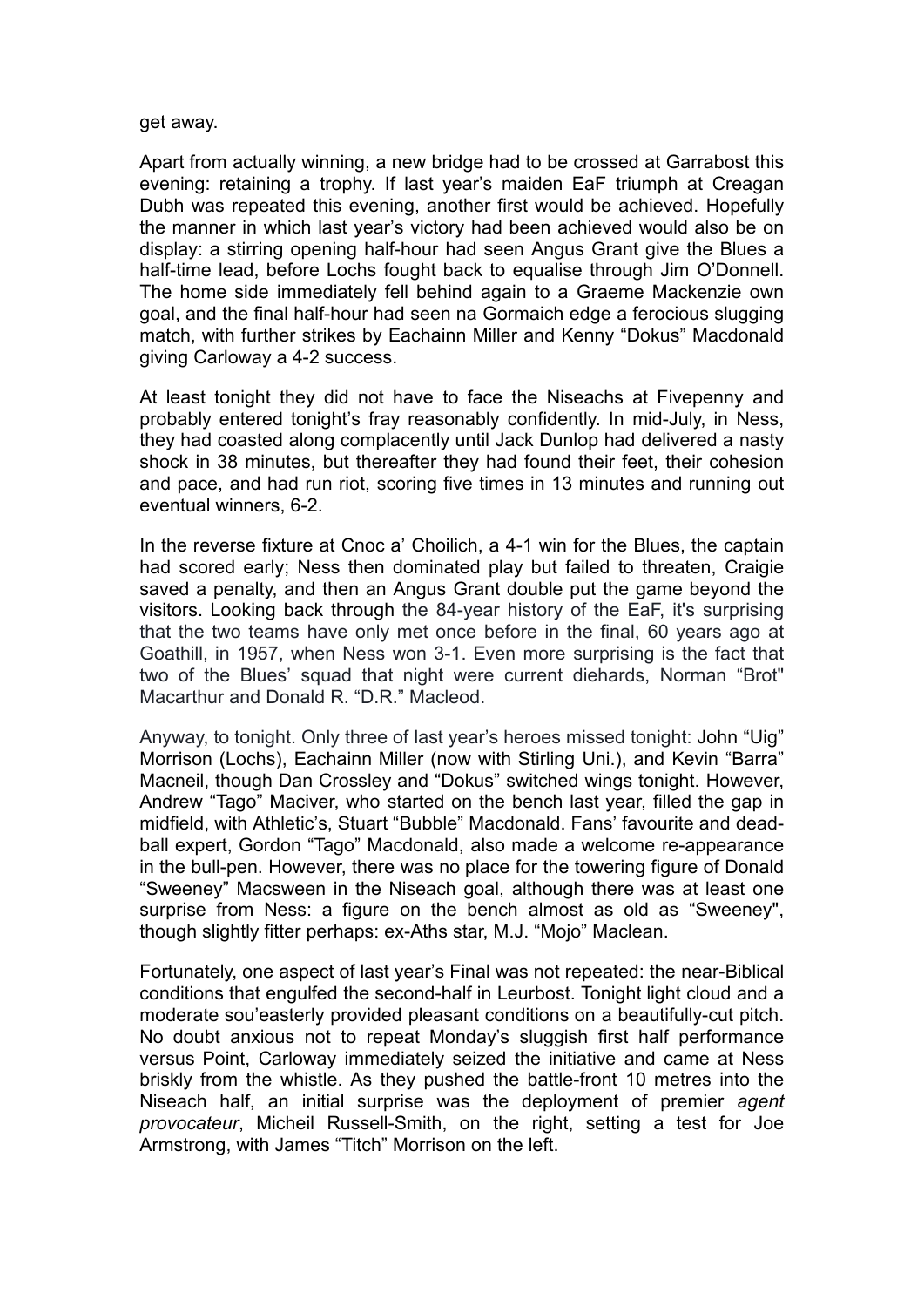get away.

Apart from actually winning, a new bridge had to be crossed at Garrabost this evening: retaining a trophy. If last year's maiden EaF triumph at Creagan Dubh was repeated this evening, another first would be achieved. Hopefully the manner in which last year's victory had been achieved would also be on display: a stirring opening half-hour had seen Angus Grant give the Blues a half-time lead, before Lochs fought back to equalise through Jim O'Donnell. The home side immediately fell behind again to a Graeme Mackenzie own goal, and the final half-hour had seen na Gormaich edge a ferocious slugging match, with further strikes by Eachainn Miller and Kenny "Dokus" Macdonald giving Carloway a 4-2 success.

At least tonight they did not have to face the Niseachs at Fivepenny and probably entered tonight's fray reasonably confidently. In mid-July, in Ness, they had coasted along complacently until Jack Dunlop had delivered a nasty shock in 38 minutes, but thereafter they had found their feet, their cohesion and pace, and had run riot, scoring five times in 13 minutes and running out eventual winners, 6-2.

In the reverse fixture at Cnoc a' Choilich, a 4-1 win for the Blues, the captain had scored early; Ness then dominated play but failed to threaten, Craigie saved a penalty, and then an Angus Grant double put the game beyond the visitors. Looking back through the 84-year history of the EaF, it's surprising that the two teams have only met once before in the final, 60 years ago at Goathill, in 1957, when Ness won 3-1. Even more surprising is the fact that two of the Blues' squad that night were current diehards, Norman "Brot" Macarthur and Donald R. "D.R." Macleod.

Anyway, to tonight. Only three of last year's heroes missed tonight: John "Uig" Morrison (Lochs), Eachainn Miller (now with Stirling Uni.), and Kevin "Barra" Macneil, though Dan Crossley and "Dokus" switched wings tonight. However, Andrew "Tago" Maciver, who started on the bench last year, filled the gap in midfield, with Athletic's, Stuart "Bubble" Macdonald. Fans' favourite and dead-ball expert, Gordon "Tago" Macdonald, also made a welcome re-appearance in the bull-pen. However, there was no place for the towering figure of Donald "Sweeney" Macsween in the Niseach goal, although there was at least one surprise from Ness: a figure on the bench almost as old as "Sweeney", though slightly fitter perhaps: ex-Aths star, M.J. "Mojo" Maclean.

Fortunately, one aspect of last year's Final was not repeated: the near-Biblical conditions that engulfed the second-half in Leurbost. Tonight light cloud and a moderate sou'easterly provided pleasant conditions on a beautifully-cut pitch. No doubt anxious not to repeat Monday's sluggish first half performance versus Point, Carloway immediately seized the initiative and came at Ness briskly from the whistle. As they pushed the battle-front 10 metres into the Niseach half, an initial surprise was the deployment of premier *agent provocateur*, Micheil Russell-Smith, on the right, setting a test for Joe Armstrong, with James "Titch" Morrison on the left.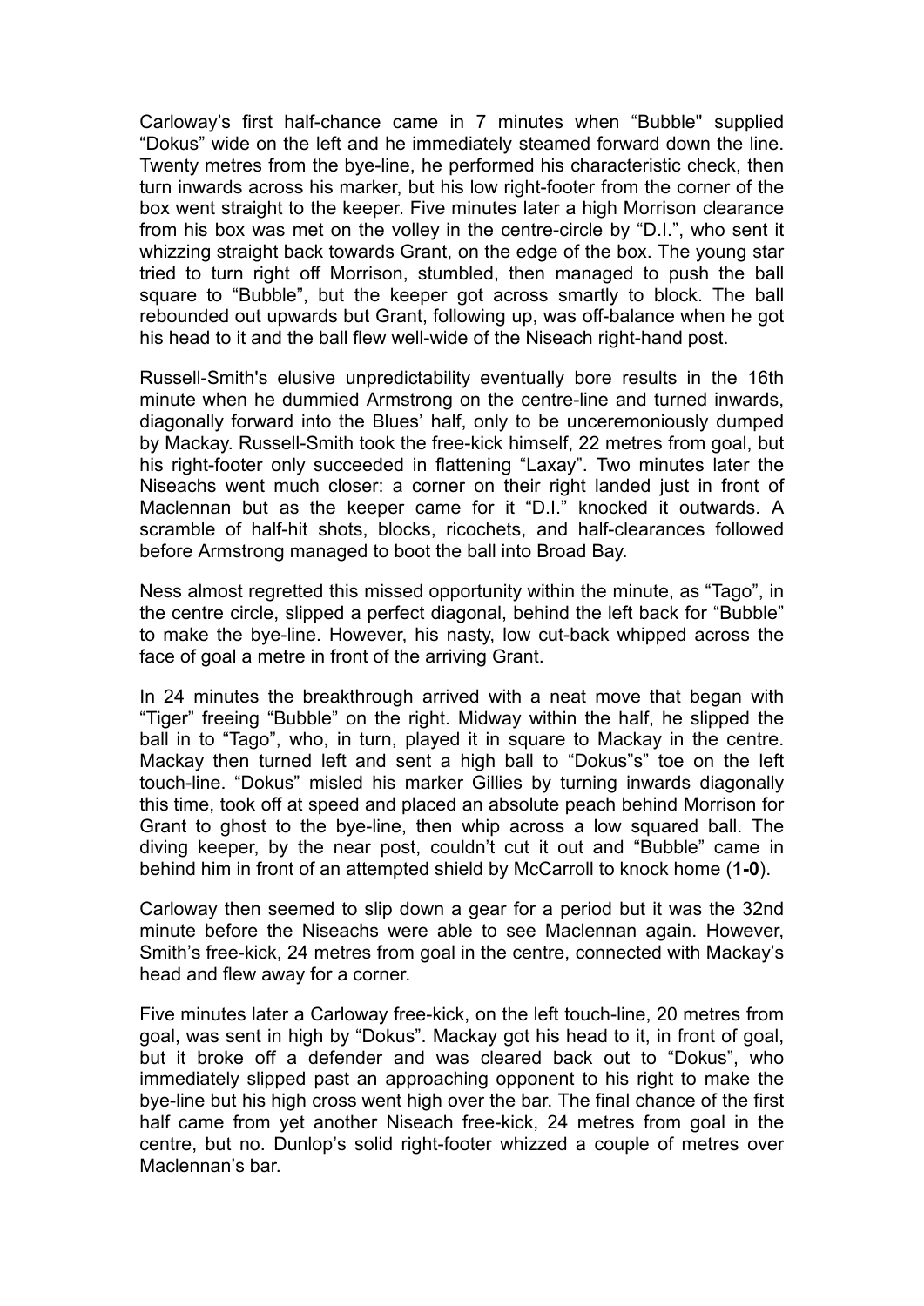Carloway's first half-chance came in 7 minutes when "Bubble" supplied "Dokus" wide on the left and he immediately steamed forward down the line. Twenty metres from the bye-line, he performed his characteristic check, then turn inwards across his marker, but his low right-footer from the corner of the box went straight to the keeper. Five minutes later a high Morrison clearance from his box was met on the volley in the centre-circle by "D.I.", who sent it whizzing straight back towards Grant, on the edge of the box. The young star tried to turn right off Morrison, stumbled, then managed to push the ball square to "Bubble", but the keeper got across smartly to block. The ball rebounded out upwards but Grant, following up, was off-balance when he got his head to it and the ball flew well-wide of the Niseach right-hand post.

Russell-Smith's elusive unpredictability eventually bore results in the 16th minute when he dummied Armstrong on the centre-line and turned inwards, diagonally forward into the Blues' half, only to be unceremoniously dumped by Mackay. Russell-Smith took the free-kick himself, 22 metres from goal, but his right-footer only succeeded in flattening "Laxay". Two minutes later the Niseachs went much closer: a corner on their right landed just in front of Maclennan but as the keeper came for it "D.I." knocked it outwards. A scramble of half-hit shots, blocks, ricochets, and half-clearances followed before Armstrong managed to boot the ball into Broad Bay.

Ness almost regretted this missed opportunity within the minute, as "Tago", in the centre circle, slipped a perfect diagonal, behind the left back for "Bubble" to make the bye-line. However, his nasty, low cut-back whipped across the face of goal a metre in front of the arriving Grant.

In 24 minutes the breakthrough arrived with a neat move that began with "Tiger" freeing "Bubble" on the right. Midway within the half, he slipped the ball in to "Tago", who, in turn, played it in square to Mackay in the centre. Mackay then turned left and sent a high ball to "Dokus"s" toe on the left touch-line. "Dokus" misled his marker Gillies by turning inwards diagonally this time, took off at speed and placed an absolute peach behind Morrison for Grant to ghost to the bye-line, then whip across a low squared ball. The diving keeper, by the near post, couldn't cut it out and "Bubble" came in behind him in front of an attempted shield by McCarroll to knock home (**1-0**).

Carloway then seemed to slip down a gear for a period but it was the 32nd minute before the Niseachs were able to see Maclennan again. However, Smith's free-kick, 24 metres from goal in the centre, connected with Mackay's head and flew away for a corner.

Five minutes later a Carloway free-kick, on the left touch-line, 20 metres from goal, was sent in high by "Dokus". Mackay got his head to it, in front of goal, but it broke off a defender and was cleared back out to "Dokus", who immediately slipped past an approaching opponent to his right to make the bye-line but his high cross went high over the bar. The final chance of the first half came from yet another Niseach free-kick, 24 metres from goal in the centre, but no. Dunlop's solid right-footer whizzed a couple of metres over Maclennan's bar.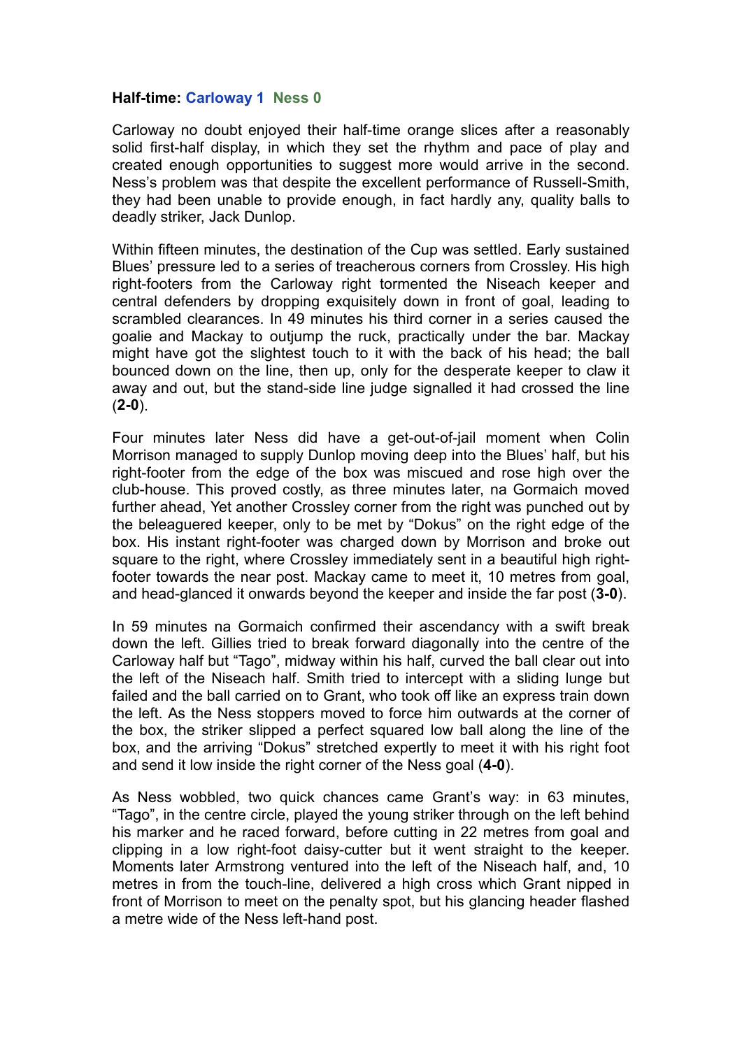**Half-time: Carloway 1 Ness 0**

Carloway no doubt enjoyed their half-time orange slices after a reasonably solid first-half display, in which they set the rhythm and pace of play and created enough opportunities to suggest more would arrive in the second. Ness's problem was that despite the excellent performance of Russell-Smith, they had been unable to provide enough, in fact hardly any, quality balls to deadly striker, Jack Dunlop.

Within fifteen minutes, the destination of the Cup was settled. Early sustained Blues' pressure led to a series of treacherous corners from Crossley. His high right-footers from the Carloway right tormented the Niseach keeper and central defenders by dropping exquisitely down in front of goal, leading to scrambled clearances. In 49 minutes his third corner in a series caused the goalie and Mackay to outjump the ruck, practically under the bar. Mackay might have got the slightest touch to it with the back of his head; the ball bounced down on the line, then up, only for the desperate keeper to claw it away and out, but the stand-side line judge signalled it had crossed the line (**2-0**).

Four minutes later Ness did have a get-out-of-jail moment when Colin Morrison managed to supply Dunlop moving deep into the Blues' half, but his right-footer from the edge of the box was miscued and rose high over the club-house. This proved costly, as three minutes later, na Gormaich moved further ahead, Yet another Crossley corner from the right was punched out by the beleaguered keeper, only to be met by "Dokus" on the right edge of the box. His instant right-footer was charged down by Morrison and broke out square to the right, where Crossley immediately sent in a beautiful high right-footer towards the near post. Mackay came to meet it, 10 metres from goal, and head-glanced it onwards beyond the keeper and inside the far post (**3-0**).

In 59 minutes na Gormaich confirmed their ascendancy with a swift break down the left. Gillies tried to break forward diagonally into the centre of the Carloway half but "Tago", midway within his half, curved the ball clear out into the left of the Niseach half. Smith tried to intercept with a sliding lunge but failed and the ball carried on to Grant, who took off like an express train down the left. As the Ness stoppers moved to force him outwards at the corner of the box, the striker slipped a perfect squared low ball along the line of the box, and the arriving "Dokus" stretched expertly to meet it with his right foot and send it low inside the right corner of the Ness goal (**4-0**).

As Ness wobbled, two quick chances came Grant's way: in 63 minutes, "Tago", in the centre circle, played the young striker through on the left behind his marker and he raced forward, before cutting in 22 metres from goal and clipping in a low right-foot daisy-cutter but it went straight to the keeper. Moments later Armstrong ventured into the left of the Niseach half, and, 10 metres in from the touch-line, delivered a high cross which Grant nipped in front of Morrison to meet on the penalty spot, but his glancing header flashed a metre wide of the Ness left-hand post.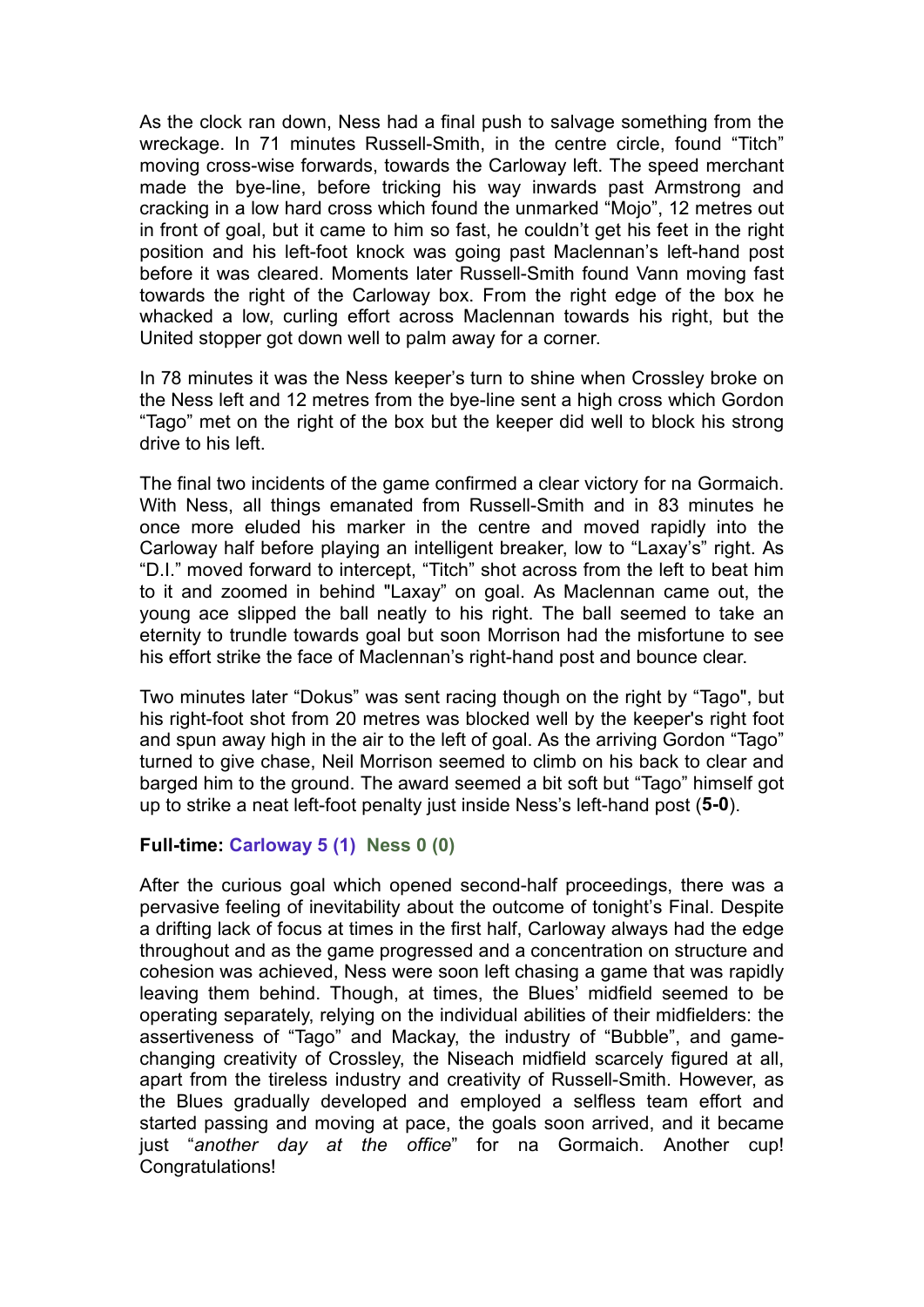As the clock ran down, Ness had a final push to salvage something from the wreckage. In 71 minutes Russell-Smith, in the centre circle, found “Titch” moving cross-wise forwards, towards the Carloway left. The speed merchant made the bye-line, before tricking his way inwards past Armstrong and cracking in a low hard cross which found the unmarked “Mojo”, 12 metres out in front of goal, but it came to him so fast, he couldn’t get his feet in the right position and his left-foot knock was going past Maclennan’s left-hand post before it was cleared. Moments later Russell-Smith found Vann moving fast towards the right of the Carloway box. From the right edge of the box he whacked a low, curling effort across Maclennan towards his right, but the United stopper got down well to palm away for a corner.

In 78 minutes it was the Ness keeper’s turn to shine when Crossley broke on the Ness left and 12 metres from the bye-line sent a high cross which Gordon “Tago” met on the right of the box but the keeper did well to block his strong drive to his left.

The final two incidents of the game confirmed a clear victory for na Gormaich. With Ness, all things emanated from Russell-Smith and in 83 minutes he once more eluded his marker in the centre and moved rapidly into the Carloway half before playing an intelligent breaker, low to “Laxay’s” right. As “D.I.” moved forward to intercept, “Titch” shot across from the left to beat him to it and zoomed in behind "Laxay” on goal. As Maclennan came out, the young ace slipped the ball neatly to his right. The ball seemed to take an eternity to trundle towards goal but soon Morrison had the misfortune to see his effort strike the face of Maclennan’s right-hand post and bounce clear.

Two minutes later “Dokus” was sent racing though on the right by “Tago", but his right-foot shot from 20 metres was blocked well by the keeper's right foot and spun away high in the air to the left of goal. As the arriving Gordon “Tago” turned to give chase, Neil Morrison seemed to climb on his back to clear and barged him to the ground. The award seemed a bit soft but “Tago” himself got up to strike a neat left-foot penalty just inside Ness’s left-hand post (**5-0**).

**Full-time: Carloway 5 (1) Ness 0 (0)**

After the curious goal which opened second-half proceedings, there was a pervasive feeling of inevitability about the outcome of tonight’s Final. Despite a drifting lack of focus at times in the first half, Carloway always had the edge throughout and as the game progressed and a concentration on structure and cohesion was achieved, Ness were soon left chasing a game that was rapidly leaving them behind. Though, at times, the Blues’ midfield seemed to be operating separately, relying on the individual abilities of their midfielders: the assertiveness of “Tago” and Mackay, the industry of “Bubble”, and game-changing creativity of Crossley, the Niseach midfield scarcely figured at all, apart from the tireless industry and creativity of Russell-Smith. However, as the Blues gradually developed and employed a selfless team effort and started passing and moving at pace, the goals soon arrived, and it became just “*another day at the office*” for na Gormaich. Another cup! Congratulations!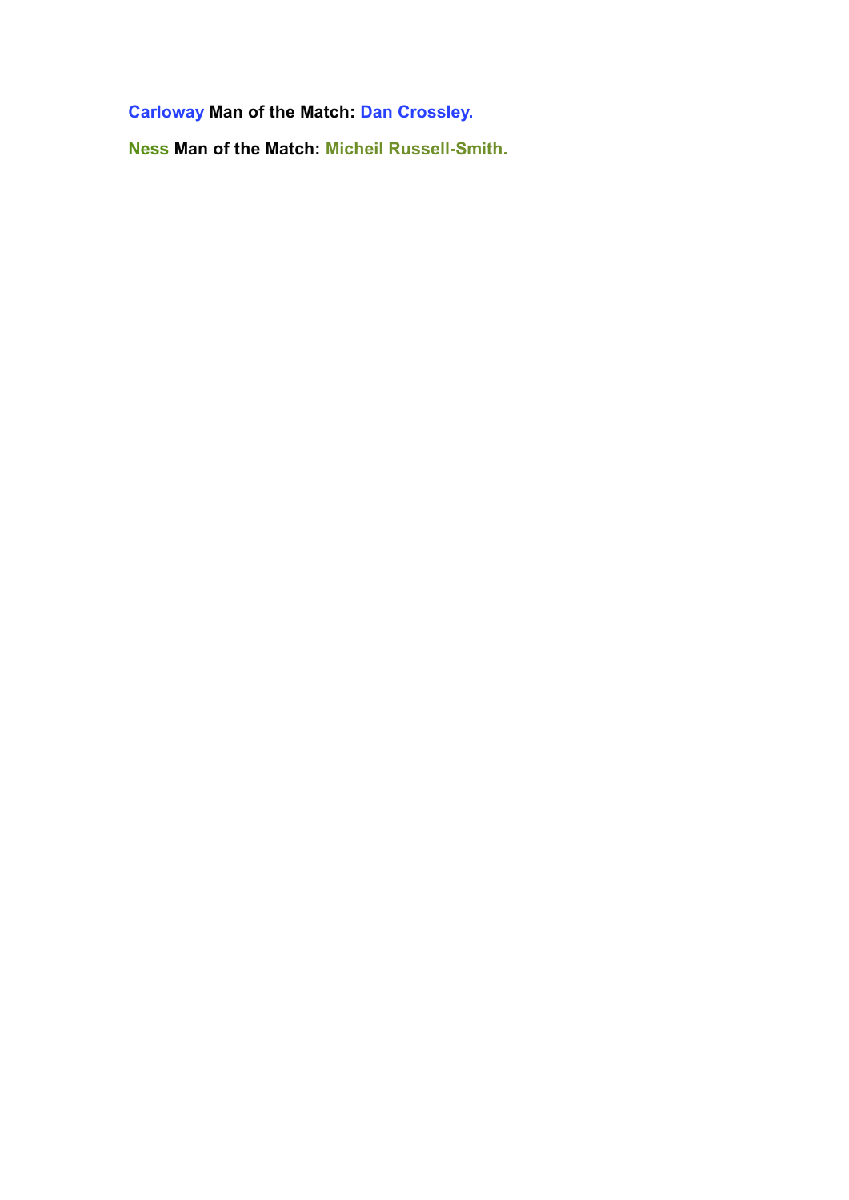**Carloway Man of the Match: Dan Crossley.**

**Ness Man of the Match: Micheil Russell-Smith.**